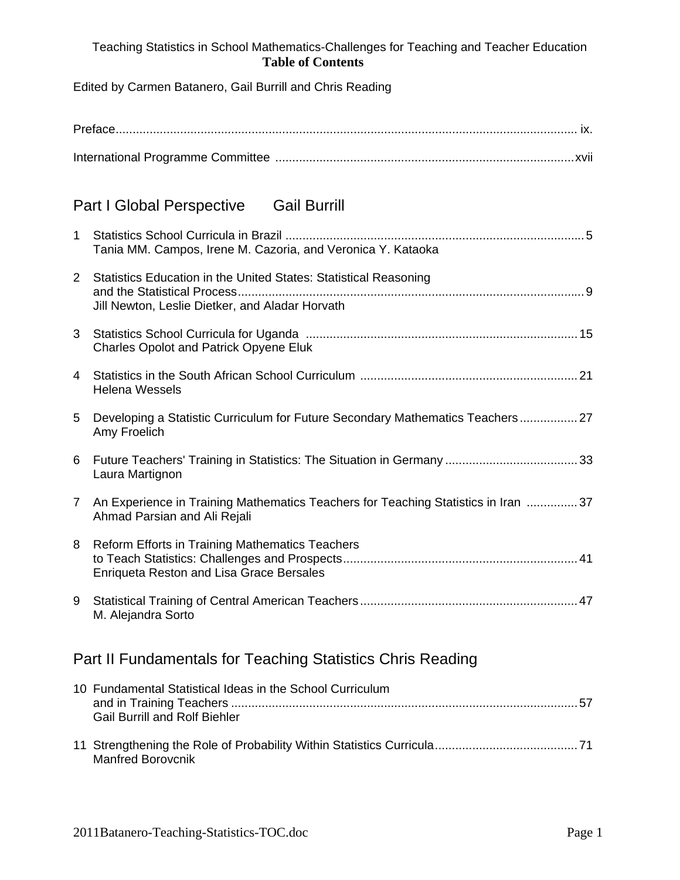Teaching Statistics in School Mathematics-Challenges for Teaching and Teacher Education

# Table of Contents

Edited by Carmen Batanero, Gail Burrill and Chris Reading

Preface ........ ix.

International Programme Committee ........ xvii

## Part I Global Perspective Gail Burrill

1 Statistics School Curricula in Brazil ........ 5
Tania MM. Campos, Irene M. Cazoria, and Veronica Y. Kataoka

2 Statistics Education in the United States: Statistical Reasoning and the Statistical Process ........ 9
Jill Newton, Leslie Dietker, and Aladar Horvath

3 Statistics School Curricula for Uganda ........ 15
Charles Opolot and Patrick Opyene Eluk

4 Statistics in the South African School Curriculum ........ 21
Helena Wessels

5 Developing a Statistic Curriculum for Future Secondary Mathematics Teachers ........ 27
Amy Froelich

6 Future Teachers' Training in Statistics: The Situation in Germany ........ 33
Laura Martignon

7 An Experience in Training Mathematics Teachers for Teaching Statistics in Iran ........ 37
Ahmad Parsian and Ali Rejali

8 Reform Efforts in Training Mathematics Teachers to Teach Statistics: Challenges and Prospects ........ 41
Enriqueta Reston and Lisa Grace Bersales

9 Statistical Training of Central American Teachers ........ 47
M. Alejandra Sorto

## Part II Fundamentals for Teaching Statistics Chris Reading

10 Fundamental Statistical Ideas in the School Curriculum and in Training Teachers ........ 57
Gail Burrill and Rolf Biehler

11 Strengthening the Role of Probability Within Statistics Curricula ........ 71
Manfred Borovcnik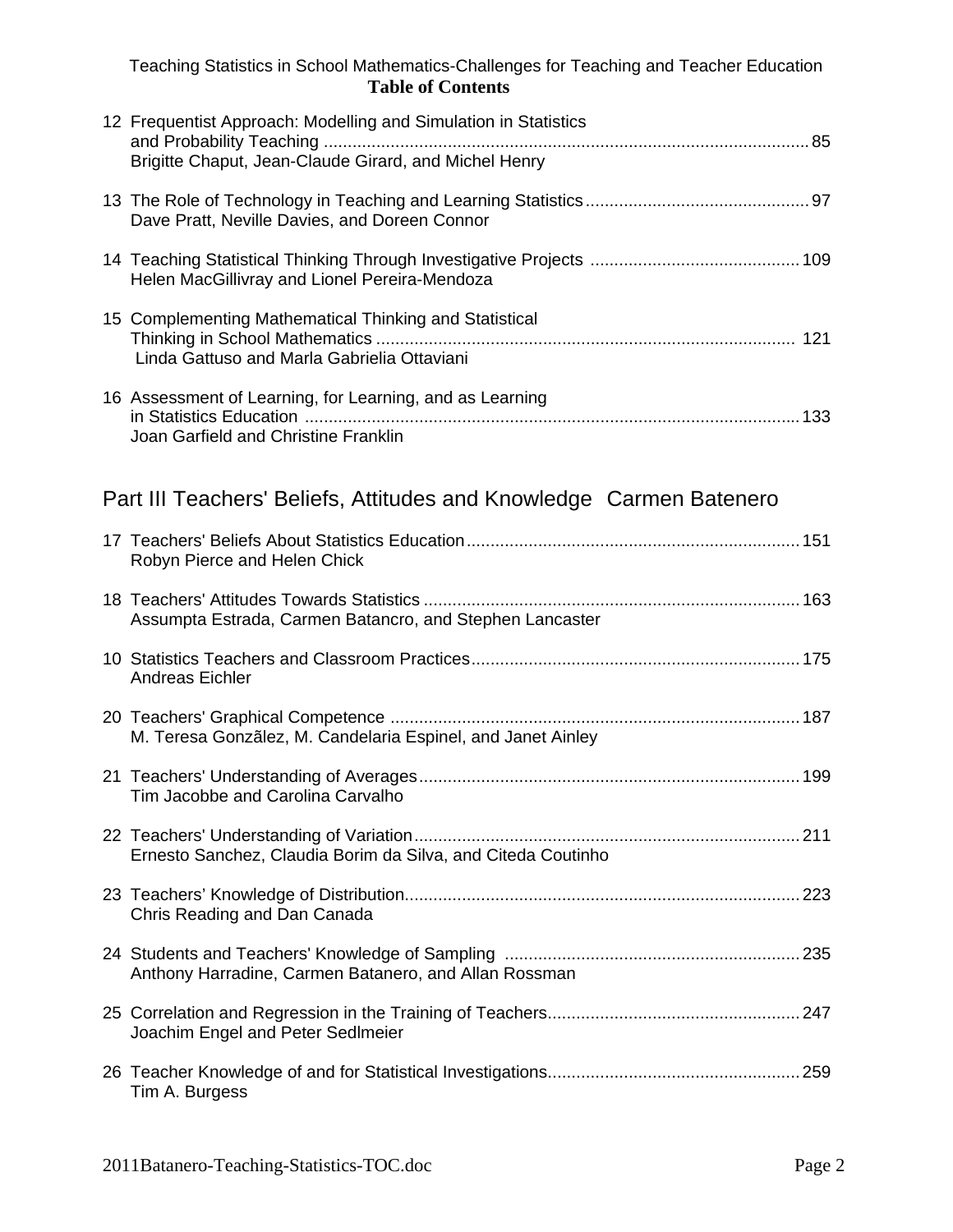# Table of Contents

12 Frequentist Approach: Modelling and Simulation in Statistics and Probability Teaching ..... 85
Brigitte Chaput, Jean-Claude Girard, and Michel Henry

13 The Role of Technology in Teaching and Learning Statistics ..... 97
Dave Pratt, Neville Davies, and Doreen Connor

14 Teaching Statistical Thinking Through Investigative Projects ..... 109
Helen MacGillivray and Lionel Pereira-Mendoza

15 Complementing Mathematical Thinking and Statistical Thinking in School Mathematics ..... 121
Linda Gattuso and Marla Gabrielia Ottaviani

16 Assessment of Learning, for Learning, and as Learning in Statistics Education ..... 133
Joan Garfield and Christine Franklin

## Part III Teachers' Beliefs, Attitudes and Knowledge Carmen Batenero

17 Teachers' Beliefs About Statistics Education ..... 151
Robyn Pierce and Helen Chick

18 Teachers' Attitudes Towards Statistics ..... 163
Assumpta Estrada, Carmen Batancro, and Stephen Lancaster

10 Statistics Teachers and Classroom Practices ..... 175
Andreas Eichler

20 Teachers' Graphical Competence ..... 187
M. Teresa Gonzãlez, M. Candelaria Espinel, and Janet Ainley

21 Teachers' Understanding of Averages ..... 199
Tim Jacobbe and Carolina Carvalho

22 Teachers' Understanding of Variation ..... 211
Ernesto Sanchez, Claudia Borim da Silva, and Citeda Coutinho

23 Teachers' Knowledge of Distribution ..... 223
Chris Reading and Dan Canada

24 Students and Teachers' Knowledge of Sampling ..... 235
Anthony Harradine, Carmen Batanero, and Allan Rossman

25 Correlation and Regression in the Training of Teachers ..... 247
Joachim Engel and Peter Sedlmeier

26 Teacher Knowledge of and for Statistical Investigations ..... 259
Tim A. Burgess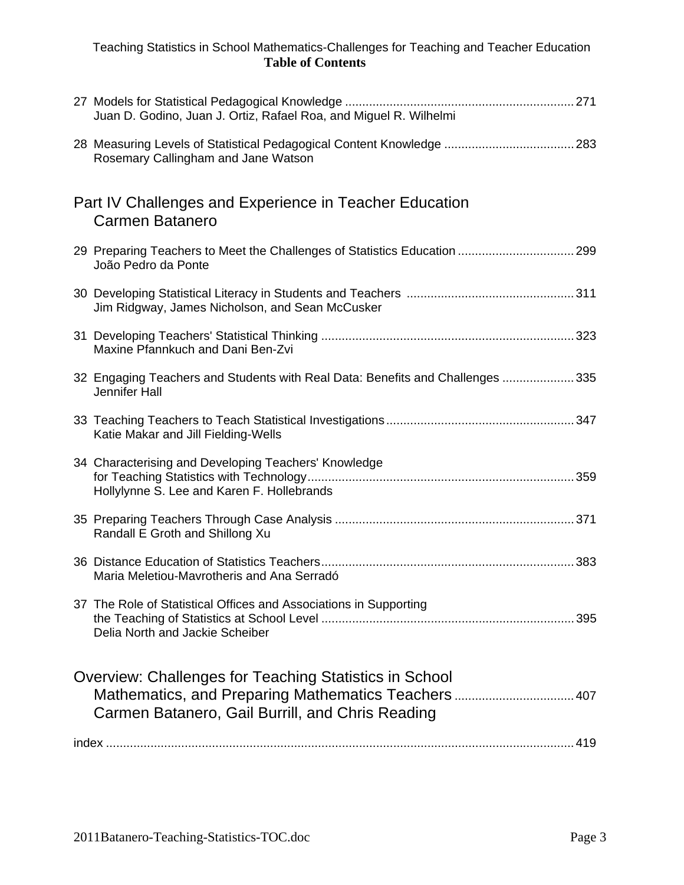27 Models for Statistical Pedagogical Knowledge .................................................................. 271
Juan D. Godino, Juan J. Ortiz, Rafael Roa, and Miguel R. Wilhelmi

28 Measuring Levels of Statistical Pedagogical Content Knowledge ...................................... 283
Rosemary Callingham and Jane Watson

## Part IV Challenges and Experience in Teacher Education
Carmen Batanero

29 Preparing Teachers to Meet the Challenges of Statistics Education .................................. 299
João Pedro da Ponte

30 Developing Statistical Literacy in Students and Teachers ................................................ 311
Jim Ridgway, James Nicholson, and Sean McCusker

31 Developing Teachers' Statistical Thinking .......................................................................... 323
Maxine Pfannkuch and Dani Ben-Zvi

32 Engaging Teachers and Students with Real Data: Benefits and Challenges ..................... 335
Jennifer Hall

33 Teaching Teachers to Teach Statistical Investigations....................................................... 347
Katie Makar and Jill Fielding-Wells

34 Characterising and Developing Teachers' Knowledge
for Teaching Statistics with Technology............................................................................. 359
Hollylynne S. Lee and Karen F. Hollebrands

35 Preparing Teachers Through Case Analysis ..................................................................... 371
Randall E Groth and Shillong Xu

36 Distance Education of Statistics Teachers.......................................................................... 383
Maria Meletiou-Mavrotheris and Ana Serradó

37 The Role of Statistical Offices and Associations in Supporting
the Teaching of Statistics at School Level .......................................................................... 395
Delia North and Jackie Scheiber

## Overview: Challenges for Teaching Statistics in School Mathematics, and Preparing Mathematics Teachers .................................. 407
Carmen Batanero, Gail Burrill, and Chris Reading

index ....................................................................................................................................... 419